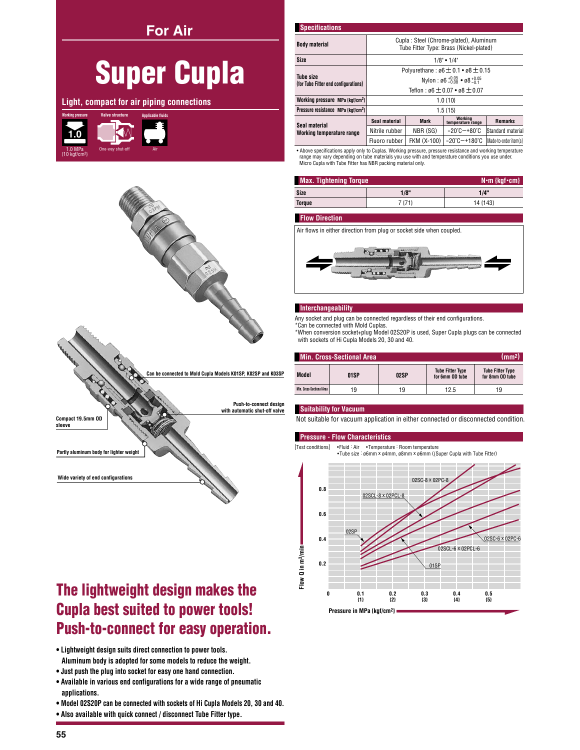# For Air

# Super Cupla

## Light, compact for air piping connections

Working pressure: 1.0 MPa {10 kgf/cm²}
Valve structure: One-way shut-off
Applicable fluids: Air

Can be connected to Mold Cupla Models K01SP, K02SP and K03SP

Push-to-connect design with automatic shut-off valve

Compact 19.5mm OD sleeve

Partly aluminum body for lighter weight

Wide variety of end configurations

## The lightweight design makes the Cupla best suited to power tools! Push-to-connect for easy operation.

- Lightweight design suits direct connection to power tools. Aluminum body is adopted for some models to reduce the weight.
- Just push the plug into socket for easy one hand connection.
- Available in various end configurations for a wide range of pneumatic applications.
- Model 02S20P can be connected with sockets of Hi Cupla Models 20, 30 and 40.
- Also available with quick connect / disconnect Tube Fitter type.

### Specifications

| | | | | |
|---|---|---|---|---|
| Body material | Cupla : Steel (Chrome-plated), Aluminum<br>Tube Fitter Type: Brass (Nickel-plated) | | | |
| Size | 1/8" • 1/4" | | | |
| Tube size (for Tube Fitter end configurations) | Polyurethane : ø6 ± 0.1 • ø8 ± 0.15<br>Nylon : ø6 $^{+0.05}_{-0.08}$ • ø8 $^{+0.05}_{-0.1}$<br>Teflon : ø6 ± 0.07 • ø8 ± 0.07 | | | |
| Working pressure MPa {kgf/cm²} | 1.0 {10} | | | |
| Pressure resistance MPa {kgf/cm²} | 1.5 {15} | | | |
| Seal material<br>Working temperature range | Seal material | Mark | Working temperature range | Remarks |
| | Nitrile rubber | NBR (SG) | -20°C~+80°C | Standard material |
| | Fluoro rubber | FKM (X-100) | -20°C~+180°C | Made-to-order item(s) |

• Above specifications apply only to Cuplas. Working pressure, pressure resistance and working temperature range may vary depending on tube materials you use with and temperature conditions you use under. Micro Cupla with Tube Fitter has NBR packing material only.

### Max. Tightening Torque N•m {kgf•cm}

| Size | 1/8" | 1/4" |
|---|---|---|
| Torque | 7 {71} | 14 {143} |

### Flow Direction

Air flows in either direction from plug or socket side when coupled.

### Interchangeability

Any socket and plug can be connected regardless of their end configurations.
*Can be connected with Mold Cuplas.
*When conversion socket+plug Model 02S20P is used, Super Cupla plugs can be connected with sockets of Hi Cupla Models 20, 30 and 40.

### Min. Cross-Sectional Area (mm²)

| Model | 01SP | 02SP | Tube Fitter Type for 6mm OD tube | Tube Fitter Type for 8mm OD tube |
|---|---|---|---|---|
| Min. Cross-Sectional Area | 19 | 19 | 12.5 | 19 |

### Suitability for Vacuum

Not suitable for vacuum application in either connected or disconnected condition.

### Pressure - Flow Characteristics

[Test conditions] •Fluid : Air •Temperature : Room temperature
•Tube size : ø6mm x ø4mm, ø8mm x ø6mm ((Super Cupla with Tube Fitter)

Flow Q in m³/min (0.2, 0.4, 0.6, 0.8) vs. Pressure in MPa (kgf/cm²) (0.1 {1}, 0.2 {2}, 0.3 {3}, 0.4 {4}, 0.5 {5})

Curves: 02SC-8 x 02PC-8, 02SCL-8 x 02PCL-8, 02SP, 02SC-6 x 02PC-6, 02SCL-6 x 02PCL-6, 01SP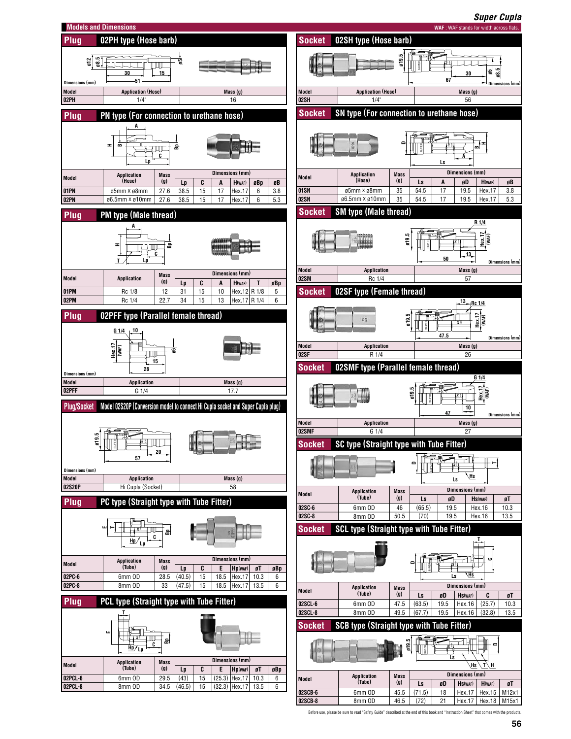## Models and Dimensions

WAF : WAF stands for width across flats.

### Plug 02PH type (Hose barb)

ø12 ø8.5 ø5 30 15 51

Dimensions (mm)

| Model | Application (Hose) | Mass (g) |
|---|---|---|
| 02PH | 1/4" | 16 |

### Plug PN type (For connection to urethane hose)

| Model | Application (Hose) | Mass (g) | Dimensions (mm) | | | | | |
|---|---|---|---|---|---|---|---|---|
| | | | Lp | C | A | H(WAF) | øBp | øB |
| 01PN | ø5mm x ø8mm | 27.6 | 38.5 | 15 | 17 | Hex.17 | 6 | 3.8 |
| 02PN | ø6.5mm x ø10mm | 27.6 | 38.5 | 15 | 17 | Hex.17 | 6 | 5.3 |

### Plug PM type (Male thread)

| Model | Application | Mass (g) | Dimensions (mm) | | | | | |
|---|---|---|---|---|---|---|---|---|
| | | | Lp | C | A | H(WAF) | T | øBp |
| 01PM | Rc 1/8 | 12 | 31 | 15 | 10 | Hex.12 | R 1/8 | 5 |
| 02PM | Rc 1/4 | 22.7 | 34 | 15 | 13 | Hex.17 | R 1/4 | 6 |

### Plug 02PFF type (Parallel female thread)

G 1/4 10 Hex.17 (WAF) ø6 15 28

Dimensions (mm)

| Model | Application | Mass (g) |
|---|---|---|
| 02PFF | G 1/4 | 17.7 |

### Plug/Socket Model 02S20P (Conversion model to connect Hi Cupla socket and Super Cupla plug)

ø19.5 20 57

Dimensions (mm)

| Model | Application | Mass (g) |
|---|---|---|
| 02S20P | Hi Cupla (Socket) | 58 |

### Plug PC type (Straight type with Tube Fitter)

| Model | Application (Tube) | Mass (g) | Dimensions (mm) | | | | | |
|---|---|---|---|---|---|---|---|---|
| | | | Lp | C | E | Hp(WAF) | øT | øBp |
| 02PC-6 | 6mm OD | 28.5 | (40.5) | 15 | 18.5 | Hex.17 | 10.3 | 6 |
| 02PC-8 | 8mm OD | 33 | (47.5) | 15 | 18.5 | Hex.17 | 13.5 | 6 |

### Plug PCL type (Straight type with Tube Fitter)

| Model | Application (Tube) | Mass (g) | Dimensions (mm) | | | | | |
|---|---|---|---|---|---|---|---|---|
| | | | Lp | C | E | Hp(WAF) | øT | øBp |
| 02PCL-6 | 6mm OD | 29.5 | (43) | 15 | (25.3) | Hex.17 | 10.3 | 6 |
| 02PCL-8 | 8mm OD | 34.5 | (46.5) | 15 | (32.3) | Hex.17 | 13.5 | 6 |

### Socket 02SH type (Hose barb)

ø19.5 30 ø5 ø8.5 67

Dimensions (mm)

| Model | Application (Hose) | Mass (g) |
|---|---|---|
| 02SH | 1/4" | 56 |

### Socket SN type (For connection to urethane hose)

| Model | Application (Hose) | Mass (g) | Dimensions (mm) | | | | |
|---|---|---|---|---|---|---|---|
| | | | Ls | A | øD | H(WAF) | øB |
| 01SN | ø5mm x ø8mm | 35 | 54.5 | 17 | 19.5 | Hex.17 | 3.8 |
| 02SN | ø6.5mm x ø10mm | 35 | 54.5 | 17 | 19.5 | Hex.17 | 5.3 |

### Socket SM type (Male thread)

R 1/4 ø19.5 Hex.17 (WAF) 13 50

Dimensions (mm)

| Model | Application | Mass (g) |
|---|---|---|
| 02SM | Rc 1/4 | 57 |

### Socket 02SF type (Female thread)

13 Rc 1/4 ø19.5 Hex.17 (WAF) 47.5

Dimensions (mm)

| Model | Application | Mass (g) |
|---|---|---|
| 02SF | R 1/4 | 26 |

### Socket 02SMF type (Parallel female thread)

G 1/4 ø19.5 Hex.17 (WAF) 10 47

Dimensions (mm)

| Model | Application | Mass (g) |
|---|---|---|
| 02SMF | G 1/4 | 27 |

### Socket SC type (Straight type with Tube Fitter)

| Model | Application (Tube) | Mass (g) | Dimensions (mm) | | | |
|---|---|---|---|---|---|---|
| | | | Ls | øD | Hs(WAF) | øT |
| 02SC-6 | 6mm OD | 46 | (65.5) | 19.5 | Hex.16 | 10.3 |
| 02SC-8 | 8mm OD | 50.5 | (70) | 19.5 | Hex.16 | 13.5 |

### Socket SCL type (Straight type with Tube Fitter)

| Model | Application (Tube) | Mass (g) | Dimensions (mm) | | | | |
|---|---|---|---|---|---|---|---|
| | | | Ls | øD | Hs(WAF) | C | øT |
| 02SCL-6 | 6mm OD | 47.5 | (63.5) | 19.5 | Hex.16 | (25.7) | 10.3 |
| 02SCL-8 | 8mm OD | 49.5 | (67.7) | 19.5 | Hex.16 | (32.8) | 13.5 |

### Socket SCB type (Straight type with Tube Fitter)

| Model | Application (Tube) | Mass (g) | Dimensions (mm) | | | | |
|---|---|---|---|---|---|---|---|
| | | | Ls | øD | Hs(WAF) | H(WAF) | øT |
| 02SCB-6 | 6mm OD | 45.5 | (71.5) | 18 | Hex.17 | Hex.15 | M12x1 |
| 02SCB-8 | 8mm OD | 46.5 | (72) | 21 | Hex.17 | Hex.18 | M15x1 |

Before use, please be sure to read "Safety Guide" described at the end of this book and "Instruction Sheet" that comes with the products.